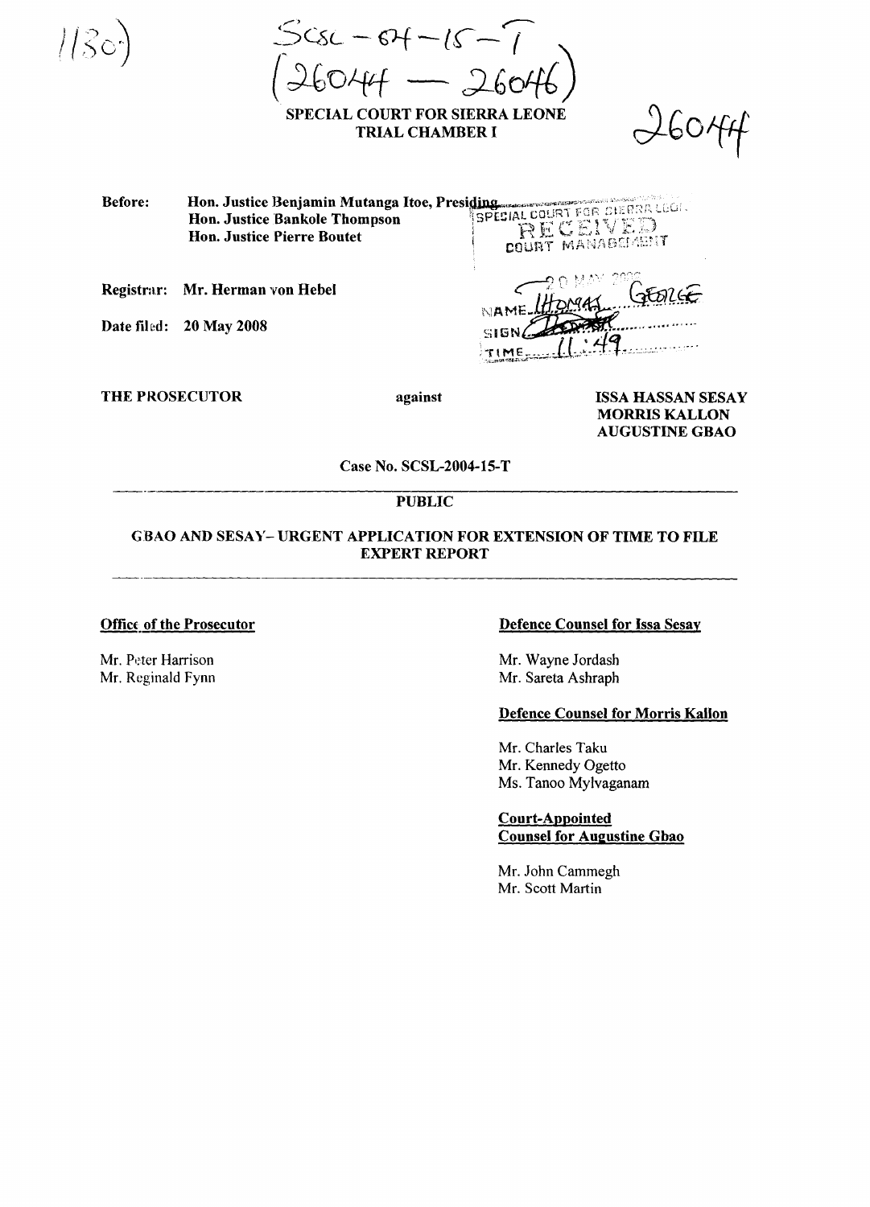1130

SCSL – 04 – 15 – T
(26044 — 26046)

**SPECIAL COURT FOR SIERRA LEONE**
**TRIAL CHAMBER I**

26044

**Before:** **Hon. Justice Benjamin Mutanga Itoe, Presiding**
**Hon. Justice Bankole Thompson**
**Hon. Justice Pierre Boutet**

**Registrar:** **Mr. Herman von Hebel**

**Date filed:** **20 May 2008**

SPECIAL COURT FOR SIERRA LEONE
RECEIVED
COURT MANAGEMENT
20 MAY 2008
NAME THOMAS GEORGE
SIGN
TIME 11:49

**THE PROSECUTOR** against **ISSA HASSAN SESAY**
**MORRIS KALLON**
**AUGUSTINE GBAO**

**Case No. SCSL-2004-15-T**

**PUBLIC**

**GBAO AND SESAY– URGENT APPLICATION FOR EXTENSION OF TIME TO FILE EXPERT REPORT**

**Office of the Prosecutor**

Mr. Peter Harrison
Mr. Reginald Fynn

**Defence Counsel for Issa Sesay**

Mr. Wayne Jordash
Mr. Sareta Ashraph

**Defence Counsel for Morris Kallon**

Mr. Charles Taku
Mr. Kennedy Ogetto
Ms. Tanoo Mylvaganam

**Court-Appointed Counsel for Augustine Gbao**

Mr. John Cammegh
Mr. Scott Martin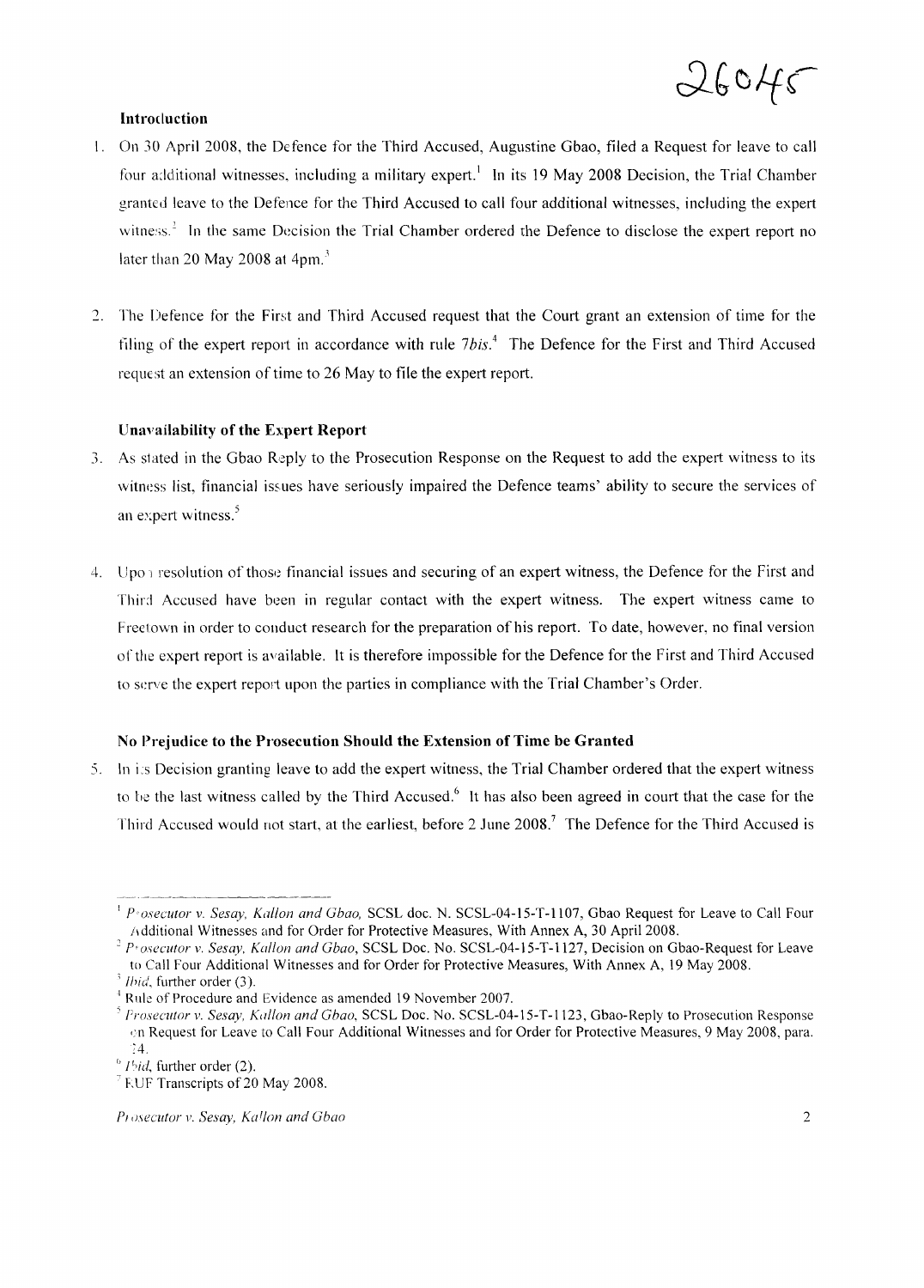26045

**Introduction**

1. On 30 April 2008, the Defence for the Third Accused, Augustine Gbao, filed a Request for leave to call four additional witnesses, including a military expert.[1] In its 19 May 2008 Decision, the Trial Chamber granted leave to the Defence for the Third Accused to call four additional witnesses, including the expert witness.[2] In the same Decision the Trial Chamber ordered the Defence to disclose the expert report no later than 20 May 2008 at 4pm.[3]

2. The Defence for the First and Third Accused request that the Court grant an extension of time for the filing of the expert report in accordance with rule *7bis*.[4] The Defence for the First and Third Accused request an extension of time to 26 May to file the expert report.

**Unavailability of the Expert Report**

3. As stated in the Gbao Reply to the Prosecution Response on the Request to add the expert witness to its witness list, financial issues have seriously impaired the Defence teams' ability to secure the services of an expert witness.[5]

4. Upon resolution of those financial issues and securing of an expert witness, the Defence for the First and Third Accused have been in regular contact with the expert witness. The expert witness came to Freetown in order to conduct research for the preparation of his report. To date, however, no final version of the expert report is available. It is therefore impossible for the Defence for the First and Third Accused to serve the expert report upon the parties in compliance with the Trial Chamber's Order.

**No Prejudice to the Prosecution Should the Extension of Time be Granted**

5. In its Decision granting leave to add the expert witness, the Trial Chamber ordered that the expert witness to be the last witness called by the Third Accused.[6] It has also been agreed in court that the case for the Third Accused would not start, at the earliest, before 2 June 2008.[7] The Defence for the Third Accused is

---

[1] *Prosecutor v. Sesay, Kallon and Gbao*, SCSL doc. N. SCSL-04-15-T-1107, Gbao Request for Leave to Call Four Additional Witnesses and for Order for Protective Measures, With Annex A, 30 April 2008.

[2] *Prosecutor v. Sesay, Kallon and Gbao*, SCSL Doc. No. SCSL-04-15-T-1127, Decision on Gbao-Request for Leave to Call Four Additional Witnesses and for Order for Protective Measures, With Annex A, 19 May 2008.

[3] *Ibid*, further order (3).

[4] Rule of Procedure and Evidence as amended 19 November 2007.

[5] *Prosecutor v. Sesay, Kallon and Gbao*, SCSL Doc. No. SCSL-04-15-T-1123, Gbao-Reply to Prosecution Response on Request for Leave to Call Four Additional Witnesses and for Order for Protective Measures, 9 May 2008, para. 14.

[6] *Ibid*, further order (2).

[7] RUF Transcripts of 20 May 2008.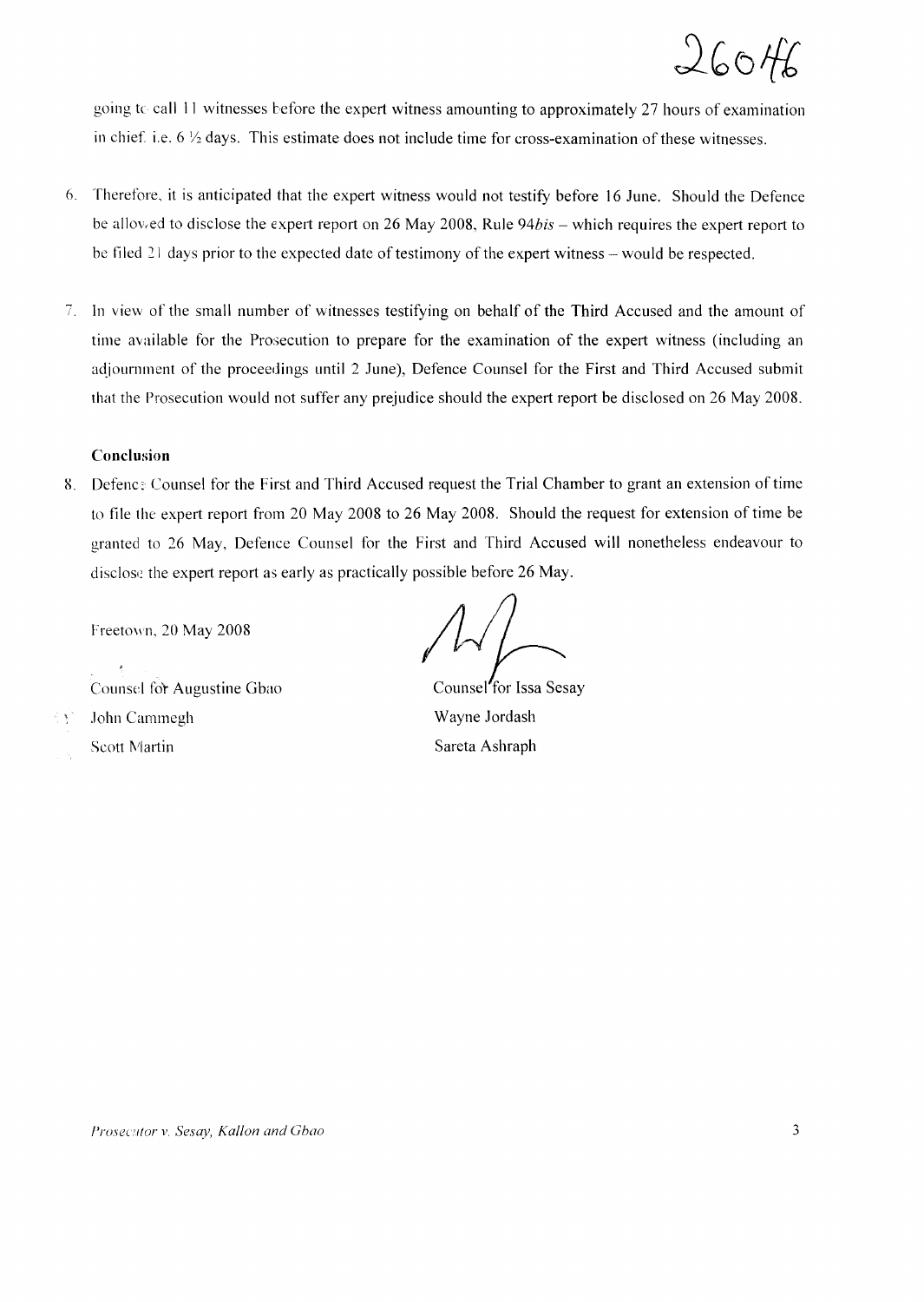going to call 11 witnesses before the expert witness amounting to approximately 27 hours of examination in chief. i.e. 6 ½ days. This estimate does not include time for cross-examination of these witnesses.

6. Therefore, it is anticipated that the expert witness would not testify before 16 June. Should the Defence be allowed to disclose the expert report on 26 May 2008, Rule 94*bis* – which requires the expert report to be filed 21 days prior to the expected date of testimony of the expert witness – would be respected.

7. In view of the small number of witnesses testifying on behalf of the Third Accused and the amount of time available for the Prosecution to prepare for the examination of the expert witness (including an adjournment of the proceedings until 2 June), Defence Counsel for the First and Third Accused submit that the Prosecution would not suffer any prejudice should the expert report be disclosed on 26 May 2008.

**Conclusion**

8. Defence Counsel for the First and Third Accused request the Trial Chamber to grant an extension of time to file the expert report from 20 May 2008 to 26 May 2008. Should the request for extension of time be granted to 26 May, Defence Counsel for the First and Third Accused will nonetheless endeavour to disclose the expert report as early as practically possible before 26 May.

Freetown, 20 May 2008

| | |
|---|---|
| Counsel for Augustine Gbao | Counsel for Issa Sesay |
| John Cammegh | Wayne Jordash |
| Scott Martin | Sareta Ashraph |